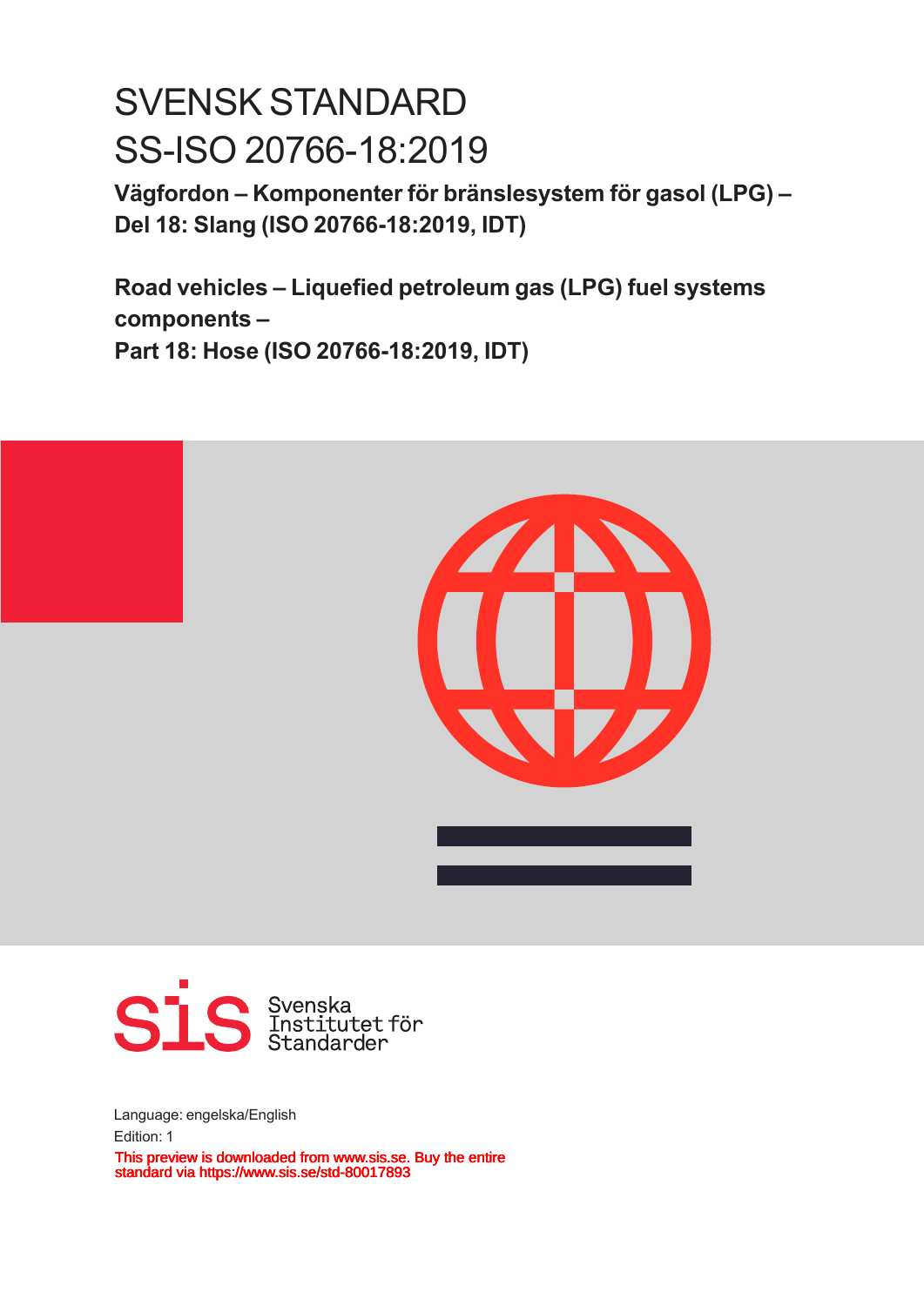# SVENSK STANDARD
# SS-ISO 20766-18:2019

**Vägfordon – Komponenter för bränslesystem för gasol (LPG) – Del 18: Slang (ISO 20766-18:2019, IDT)**

**Road vehicles – Liquefied petroleum gas (LPG) fuel systems components – Part 18: Hose (ISO 20766-18:2019, IDT)**

Svenska Institutet för Standarder

Language: engelska/English

Edition: 1

This preview is downloaded from www.sis.se. Buy the entire standard via https://www.sis.se/std-80017893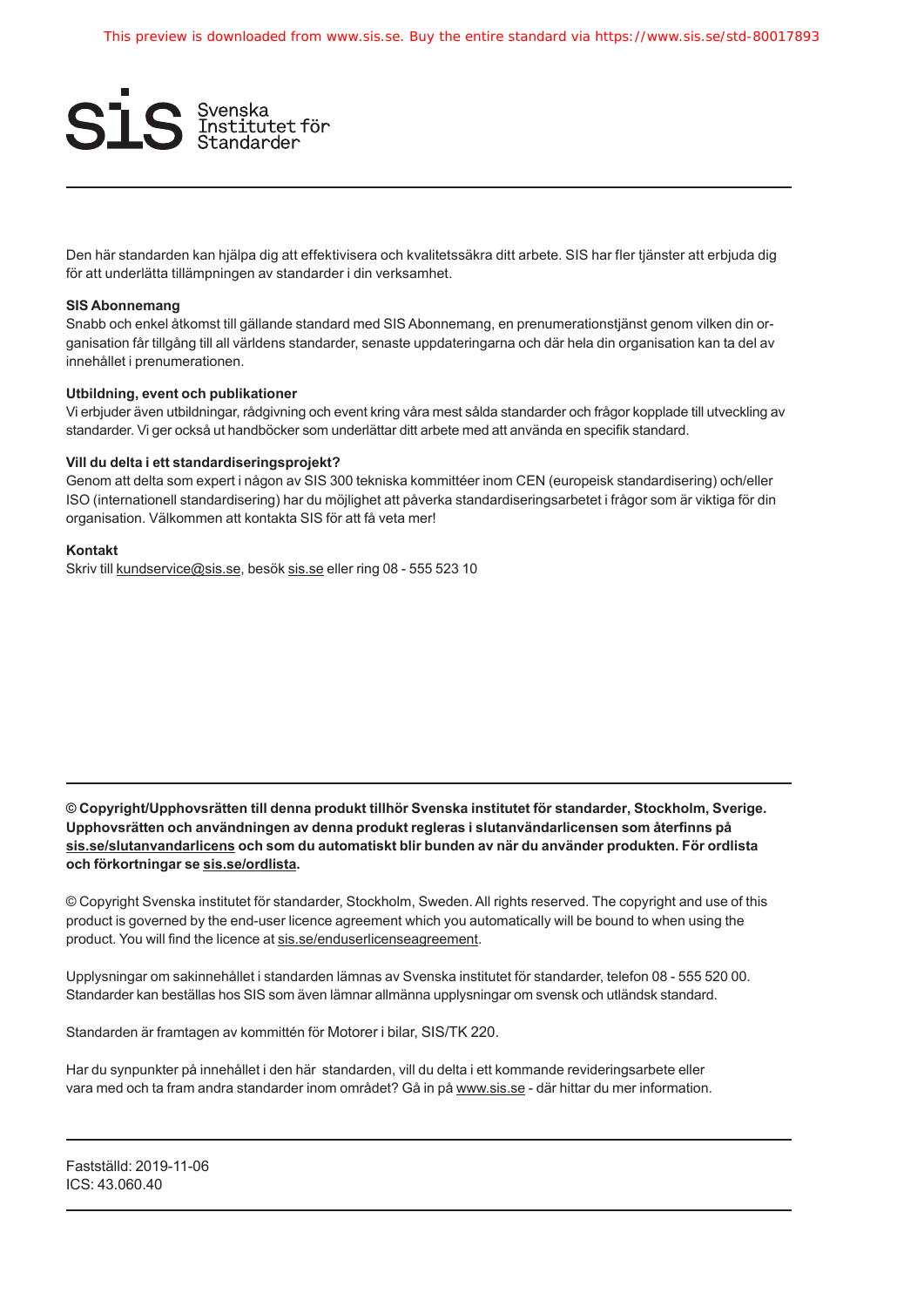Den här standarden kan hjälpa dig att effektivisera och kvalitetssäkra ditt arbete. SIS har fler tjänster att erbjuda dig för att underlätta tillämpningen av standarder i din verksamhet.

**SIS Abonnemang**
Snabb och enkel åtkomst till gällande standard med SIS Abonnemang, en prenumerationstjänst genom vilken din organisation får tillgång till all världens standarder, senaste uppdateringarna och där hela din organisation kan ta del av innehållet i prenumerationen.

**Utbildning, event och publikationer**
Vi erbjuder även utbildningar, rådgivning och event kring våra mest sålda standarder och frågor kopplade till utveckling av standarder. Vi ger också ut handböcker som underlättar ditt arbete med att använda en specifik standard.

**Vill du delta i ett standardiseringsprojekt?**
Genom att delta som expert i någon av SIS 300 tekniska kommittéer inom CEN (europeisk standardisering) och/eller ISO (internationell standardisering) har du möjlighet att påverka standardiseringsarbetet i frågor som är viktiga för din organisation. Välkommen att kontakta SIS för att få veta mer!

**Kontakt**
Skriv till kundservice@sis.se, besök sis.se eller ring 08 - 555 523 10

---

**© Copyright/Upphovsrätten till denna produkt tillhör Svenska institutet för standarder, Stockholm, Sverige. Upphovsrätten och användningen av denna produkt regleras i slutanvändarlicensen som återfinns på sis.se/slutanvandarlicens och som du automatiskt blir bunden av när du använder produkten. För ordlista och förkortningar se sis.se/ordlista.**

© Copyright Svenska institutet för standarder, Stockholm, Sweden. All rights reserved. The copyright and use of this product is governed by the end-user licence agreement which you automatically will be bound to when using the product. You will find the licence at sis.se/enduserlicenseagreement.

Upplysningar om sakinnehållet i standarden lämnas av Svenska institutet för standarder, telefon 08 - 555 520 00. Standarder kan beställas hos SIS som även lämnar allmänna upplysningar om svensk och utländsk standard.

Standarden är framtagen av kommittén för Motorer i bilar, SIS/TK 220.

Har du synpunkter på innehållet i den här standarden, vill du delta i ett kommande revideringsarbete eller vara med och ta fram andra standarder inom området? Gå in på www.sis.se - där hittar du mer information.

---

Fastställd: 2019-11-06
ICS: 43.060.40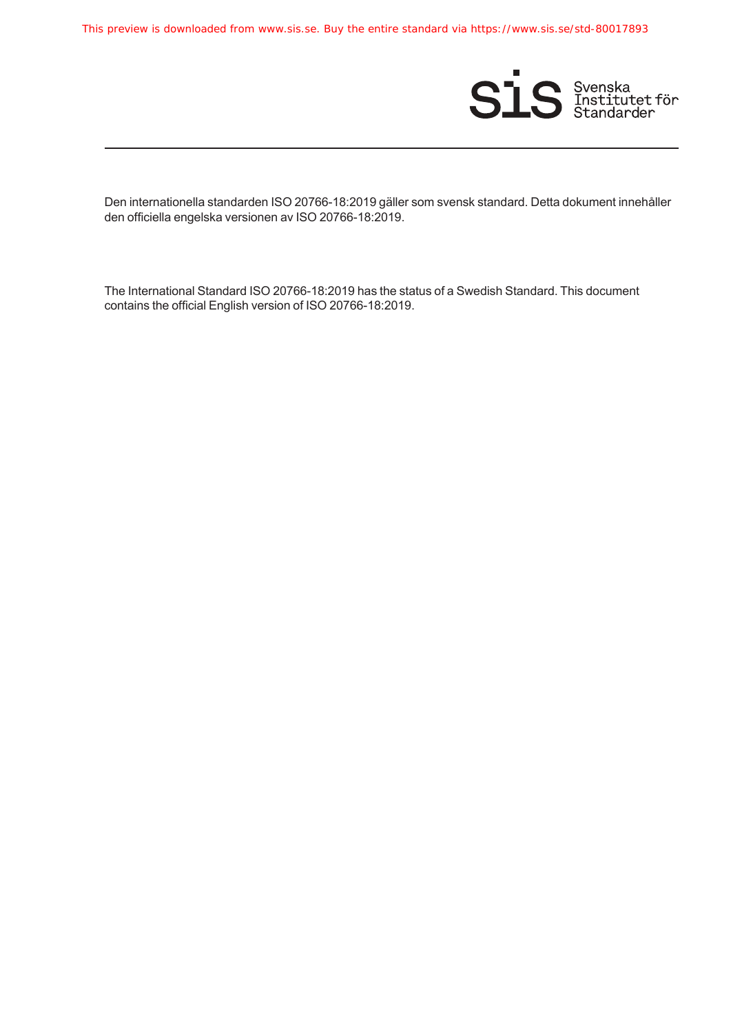Den internationella standarden ISO 20766-18:2019 gäller som svensk standard. Detta dokument innehåller den officiella engelska versionen av ISO 20766-18:2019.

The International Standard ISO 20766-18:2019 has the status of a Swedish Standard. This document contains the official English version of ISO 20766-18:2019.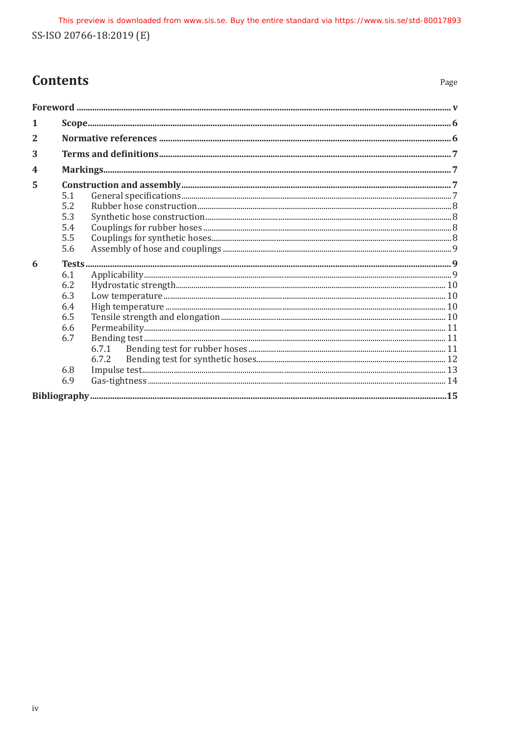# Contents

| | | Page |
|---|---|---|
| **Foreword** | | **v** |
| **1** | **Scope** | **6** |
| **2** | **Normative references** | **6** |
| **3** | **Terms and definitions** | **7** |
| **4** | **Markings** | **7** |
| **5** | **Construction and assembly** | **7** |
| 5.1 | General specifications | 7 |
| 5.2 | Rubber hose construction | 8 |
| 5.3 | Synthetic hose construction | 8 |
| 5.4 | Couplings for rubber hoses | 8 |
| 5.5 | Couplings for synthetic hoses | 8 |
| 5.6 | Assembly of hose and couplings | 9 |
| **6** | **Tests** | **9** |
| 6.1 | Applicability | 9 |
| 6.2 | Hydrostatic strength | 10 |
| 6.3 | Low temperature | 10 |
| 6.4 | High temperature | 10 |
| 6.5 | Tensile strength and elongation | 10 |
| 6.6 | Permeability | 11 |
| 6.7 | Bending test | 11 |
| 6.7.1 | Bending test for rubber hoses | 11 |
| 6.7.2 | Bending test for synthetic hoses | 12 |
| 6.8 | Impulse test | 13 |
| 6.9 | Gas-tightness | 14 |
| **Bibliography** | | **15** |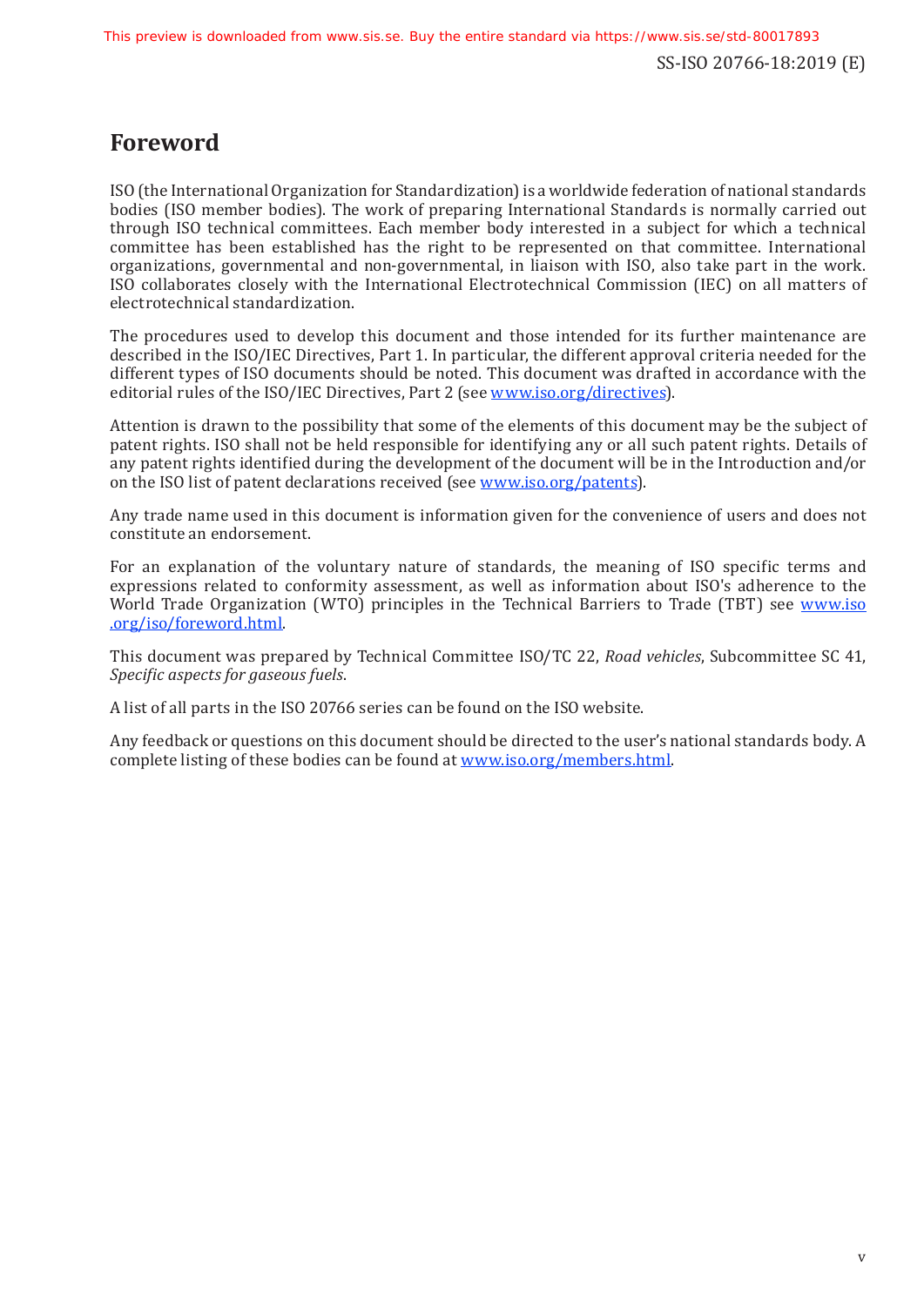# Foreword

ISO (the International Organization for Standardization) is a worldwide federation of national standards bodies (ISO member bodies). The work of preparing International Standards is normally carried out through ISO technical committees. Each member body interested in a subject for which a technical committee has been established has the right to be represented on that committee. International organizations, governmental and non-governmental, in liaison with ISO, also take part in the work. ISO collaborates closely with the International Electrotechnical Commission (IEC) on all matters of electrotechnical standardization.

The procedures used to develop this document and those intended for its further maintenance are described in the ISO/IEC Directives, Part 1. In particular, the different approval criteria needed for the different types of ISO documents should be noted. This document was drafted in accordance with the editorial rules of the ISO/IEC Directives, Part 2 (see [www.iso.org/directives](www.iso.org/directives)).

Attention is drawn to the possibility that some of the elements of this document may be the subject of patent rights. ISO shall not be held responsible for identifying any or all such patent rights. Details of any patent rights identified during the development of the document will be in the Introduction and/or on the ISO list of patent declarations received (see [www.iso.org/patents](www.iso.org/patents)).

Any trade name used in this document is information given for the convenience of users and does not constitute an endorsement.

For an explanation of the voluntary nature of standards, the meaning of ISO specific terms and expressions related to conformity assessment, as well as information about ISO's adherence to the World Trade Organization (WTO) principles in the Technical Barriers to Trade (TBT) see [www.iso.org/iso/foreword.html](www.iso.org/iso/foreword.html).

This document was prepared by Technical Committee ISO/TC 22, *Road vehicles*, Subcommittee SC 41, *Specific aspects for gaseous fuels*.

A list of all parts in the ISO 20766 series can be found on the ISO website.

Any feedback or questions on this document should be directed to the user's national standards body. A complete listing of these bodies can be found at [www.iso.org/members.html](www.iso.org/members.html).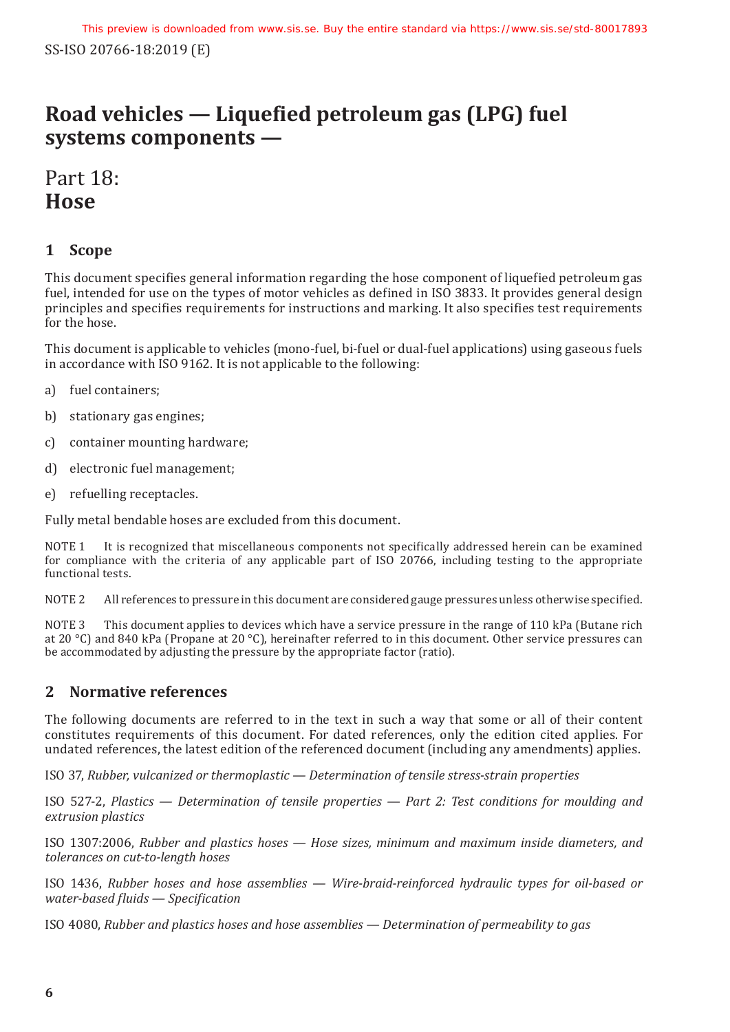# Road vehicles — Liquefied petroleum gas (LPG) fuel systems components —

## Part 18: Hose

## 1 Scope

This document specifies general information regarding the hose component of liquefied petroleum gas fuel, intended for use on the types of motor vehicles as defined in ISO 3833. It provides general design principles and specifies requirements for instructions and marking. It also specifies test requirements for the hose.

This document is applicable to vehicles (mono-fuel, bi-fuel or dual-fuel applications) using gaseous fuels in accordance with ISO 9162. It is not applicable to the following:

a) fuel containers;

b) stationary gas engines;

c) container mounting hardware;

d) electronic fuel management;

e) refuelling receptacles.

Fully metal bendable hoses are excluded from this document.

NOTE 1 It is recognized that miscellaneous components not specifically addressed herein can be examined for compliance with the criteria of any applicable part of ISO 20766, including testing to the appropriate functional tests.

NOTE 2 All references to pressure in this document are considered gauge pressures unless otherwise specified.

NOTE 3 This document applies to devices which have a service pressure in the range of 110 kPa (Butane rich at 20 °C) and 840 kPa (Propane at 20 °C), hereinafter referred to in this document. Other service pressures can be accommodated by adjusting the pressure by the appropriate factor (ratio).

## 2 Normative references

The following documents are referred to in the text in such a way that some or all of their content constitutes requirements of this document. For dated references, only the edition cited applies. For undated references, the latest edition of the referenced document (including any amendments) applies.

ISO 37, *Rubber, vulcanized or thermoplastic — Determination of tensile stress-strain properties*

ISO 527-2, *Plastics — Determination of tensile properties — Part 2: Test conditions for moulding and extrusion plastics*

ISO 1307:2006, *Rubber and plastics hoses — Hose sizes, minimum and maximum inside diameters, and tolerances on cut-to-length hoses*

ISO 1436, *Rubber hoses and hose assemblies — Wire-braid-reinforced hydraulic types for oil-based or water-based fluids — Specification*

ISO 4080, *Rubber and plastics hoses and hose assemblies — Determination of permeability to gas*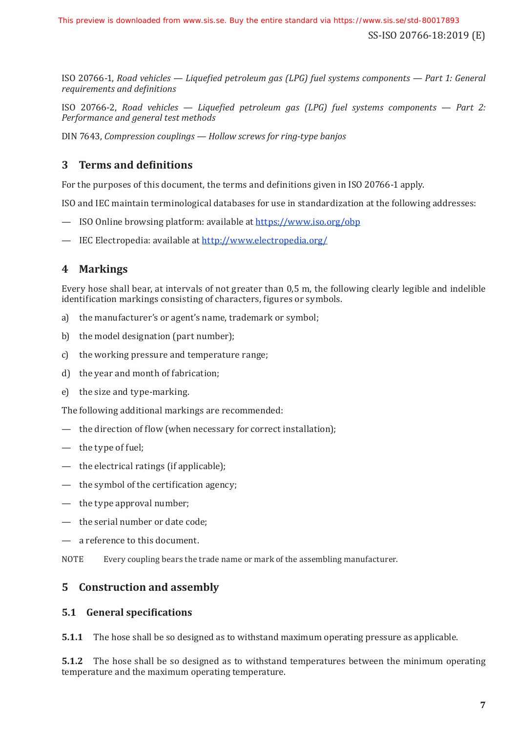ISO 20766-1, *Road vehicles — Liquefied petroleum gas (LPG) fuel systems components — Part 1: General requirements and definitions*

ISO 20766-2, *Road vehicles — Liquefied petroleum gas (LPG) fuel systems components — Part 2: Performance and general test methods*

DIN 7643, *Compression couplings — Hollow screws for ring-type banjos*

## 3 Terms and definitions

For the purposes of this document, the terms and definitions given in ISO 20766-1 apply.

ISO and IEC maintain terminological databases for use in standardization at the following addresses:

— ISO Online browsing platform: available at https://www.iso.org/obp

— IEC Electropedia: available at http://www.electropedia.org/

## 4 Markings

Every hose shall bear, at intervals of not greater than 0,5 m, the following clearly legible and indelible identification markings consisting of characters, figures or symbols.

a) the manufacturer's or agent's name, trademark or symbol;

b) the model designation (part number);

c) the working pressure and temperature range;

d) the year and month of fabrication;

e) the size and type-marking.

The following additional markings are recommended:

— the direction of flow (when necessary for correct installation);

— the type of fuel;

— the electrical ratings (if applicable);

— the symbol of the certification agency;

— the type approval number;

— the serial number or date code;

— a reference to this document.

NOTE Every coupling bears the trade name or mark of the assembling manufacturer.

## 5 Construction and assembly

### 5.1 General specifications

**5.1.1** The hose shall be so designed as to withstand maximum operating pressure as applicable.

**5.1.2** The hose shall be so designed as to withstand temperatures between the minimum operating temperature and the maximum operating temperature.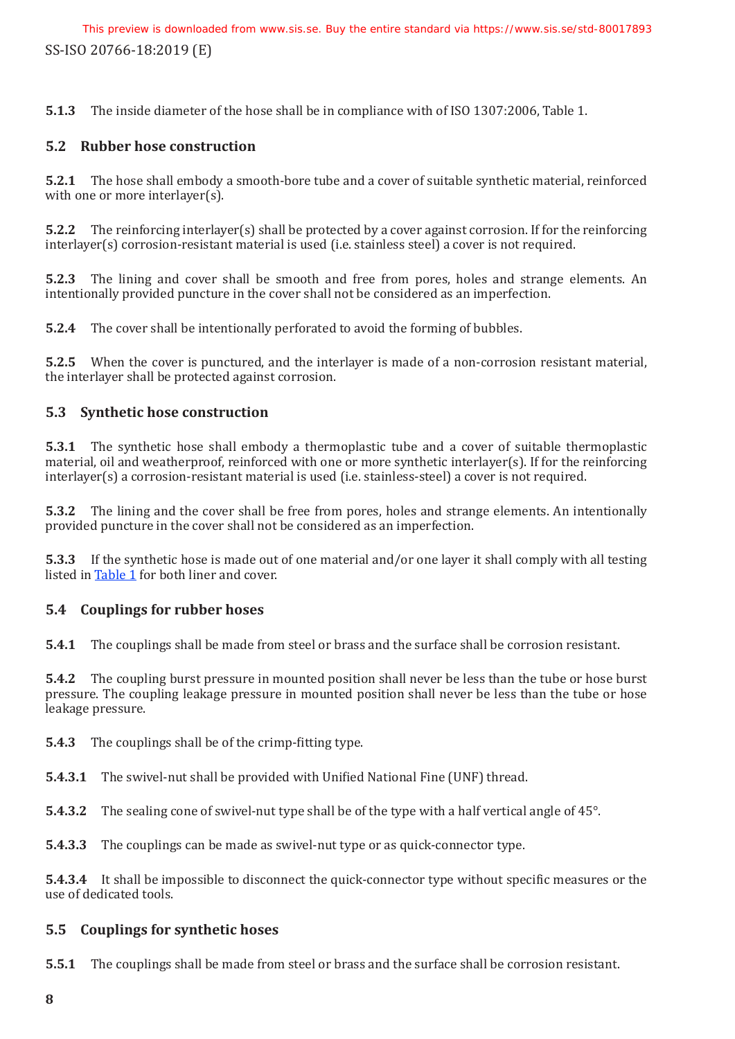**5.1.3** The inside diameter of the hose shall be in compliance with of ISO 1307:2006, Table 1.

## 5.2 Rubber hose construction

**5.2.1** The hose shall embody a smooth-bore tube and a cover of suitable synthetic material, reinforced with one or more interlayer(s).

**5.2.2** The reinforcing interlayer(s) shall be protected by a cover against corrosion. If for the reinforcing interlayer(s) corrosion-resistant material is used (i.e. stainless steel) a cover is not required.

**5.2.3** The lining and cover shall be smooth and free from pores, holes and strange elements. An intentionally provided puncture in the cover shall not be considered as an imperfection.

**5.2.4** The cover shall be intentionally perforated to avoid the forming of bubbles.

**5.2.5** When the cover is punctured, and the interlayer is made of a non-corrosion resistant material, the interlayer shall be protected against corrosion.

## 5.3 Synthetic hose construction

**5.3.1** The synthetic hose shall embody a thermoplastic tube and a cover of suitable thermoplastic material, oil and weatherproof, reinforced with one or more synthetic interlayer(s). If for the reinforcing interlayer(s) a corrosion-resistant material is used (i.e. stainless-steel) a cover is not required.

**5.3.2** The lining and the cover shall be free from pores, holes and strange elements. An intentionally provided puncture in the cover shall not be considered as an imperfection.

**5.3.3** If the synthetic hose is made out of one material and/or one layer it shall comply with all testing listed in Table 1 for both liner and cover.

## 5.4 Couplings for rubber hoses

**5.4.1** The couplings shall be made from steel or brass and the surface shall be corrosion resistant.

**5.4.2** The coupling burst pressure in mounted position shall never be less than the tube or hose burst pressure. The coupling leakage pressure in mounted position shall never be less than the tube or hose leakage pressure.

**5.4.3** The couplings shall be of the crimp-fitting type.

**5.4.3.1** The swivel-nut shall be provided with Unified National Fine (UNF) thread.

**5.4.3.2** The sealing cone of swivel-nut type shall be of the type with a half vertical angle of 45°.

**5.4.3.3** The couplings can be made as swivel-nut type or as quick-connector type.

**5.4.3.4** It shall be impossible to disconnect the quick-connector type without specific measures or the use of dedicated tools.

## 5.5 Couplings for synthetic hoses

**5.5.1** The couplings shall be made from steel or brass and the surface shall be corrosion resistant.